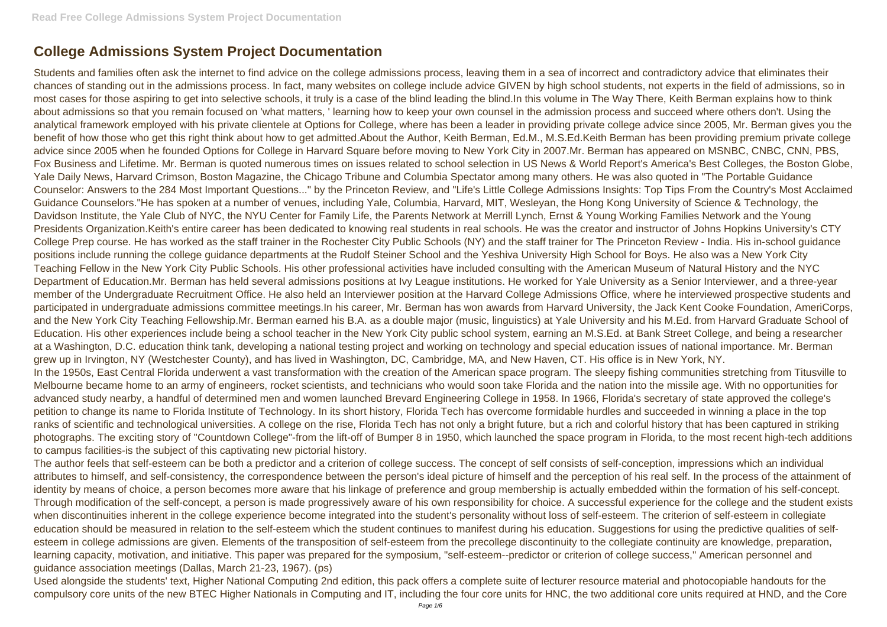# College Admissions System Project Documentation

Students and families often ask the internet to find advice on the college admissions process, leaving them in a sea of incorrect and contradictory advice that eliminates their chances of standing out in the admissions process. In fact, many websites on college include advice GIVEN by high school students, not experts in the field of admissions, so in most cases for those aspiring to get into selective schools, it truly is a case of the blind leading the blind.In this volume in The Way There, Keith Berman explains how to think about admissions so that you remain focused on 'what matters, ' learning how to keep your own counsel in the admission process and succeed where others don't. Using the analytical framework employed with his private clientele at Options for College, where has been a leader in providing private college advice since 2005, Mr. Berman gives you the benefit of how those who get this right think about how to get admitted.About the Author, Keith Berman, Ed.M., M.S.Ed.Keith Berman has been providing premium private college advice since 2005 when he founded Options for College in Harvard Square before moving to New York City in 2007.Mr. Berman has appeared on MSNBC, CNBC, CNN, PBS, Fox Business and Lifetime. Mr. Berman is quoted numerous times on issues related to school selection in US News & World Report's America's Best Colleges, the Boston Globe, Yale Daily News, Harvard Crimson, Boston Magazine, the Chicago Tribune and Columbia Spectator among many others. He was also quoted in "The Portable Guidance Counselor: Answers to the 284 Most Important Questions..." by the Princeton Review, and "Life's Little College Admissions Insights: Top Tips From the Country's Most Acclaimed Guidance Counselors."He has spoken at a number of venues, including Yale, Columbia, Harvard, MIT, Wesleyan, the Hong Kong University of Science & Technology, the Davidson Institute, the Yale Club of NYC, the NYU Center for Family Life, the Parents Network at Merrill Lynch, Ernst & Young Working Families Network and the Young Presidents Organization.Keith's entire career has been dedicated to knowing real students in real schools. He was the creator and instructor of Johns Hopkins University's CTY College Prep course. He has worked as the staff trainer in the Rochester City Public Schools (NY) and the staff trainer for The Princeton Review - India. His in-school guidance positions include running the college guidance departments at the Rudolf Steiner School and the Yeshiva University High School for Boys. He also was a New York City Teaching Fellow in the New York City Public Schools. His other professional activities have included consulting with the American Museum of Natural History and the NYC Department of Education.Mr. Berman has held several admissions positions at Ivy League institutions. He worked for Yale University as a Senior Interviewer, and a three-year member of the Undergraduate Recruitment Office. He also held an Interviewer position at the Harvard College Admissions Office, where he interviewed prospective students and participated in undergraduate admissions committee meetings.In his career, Mr. Berman has won awards from Harvard University, the Jack Kent Cooke Foundation, AmeriCorps, and the New York City Teaching Fellowship.Mr. Berman earned his B.A. as a double major (music, linguistics) at Yale University and his M.Ed. from Harvard Graduate School of Education. His other experiences include being a school teacher in the New York City public school system, earning an M.S.Ed. at Bank Street College, and being a researcher at a Washington, D.C. education think tank, developing a national testing project and working on technology and special education issues of national importance. Mr. Berman grew up in Irvington, NY (Westchester County), and has lived in Washington, DC, Cambridge, MA, and New Haven, CT. His office is in New York, NY.

In the 1950s, East Central Florida underwent a vast transformation with the creation of the American space program. The sleepy fishing communities stretching from Titusville to Melbourne became home to an army of engineers, rocket scientists, and technicians who would soon take Florida and the nation into the missile age. With no opportunities for advanced study nearby, a handful of determined men and women launched Brevard Engineering College in 1958. In 1966, Florida's secretary of state approved the college's petition to change its name to Florida Institute of Technology. In its short history, Florida Tech has overcome formidable hurdles and succeeded in winning a place in the top ranks of scientific and technological universities. A college on the rise, Florida Tech has not only a bright future, but a rich and colorful history that has been captured in striking photographs. The exciting story of "Countdown College"-from the lift-off of Bumper 8 in 1950, which launched the space program in Florida, to the most recent high-tech additions to campus facilities-is the subject of this captivating new pictorial history.

The author feels that self-esteem can be both a predictor and a criterion of college success. The concept of self consists of self-conception, impressions which an individual attributes to himself, and self-consistency, the correspondence between the person's ideal picture of himself and the perception of his real self. In the process of the attainment of identity by means of choice, a person becomes more aware that his linkage of preference and group membership is actually embedded within the formation of his self-concept. Through modification of the self-concept, a person is made progressively aware of his own responsibility for choice. A successful experience for the college and the student exists when discontinuities inherent in the college experience become integrated into the student's personality without loss of self-esteem. The criterion of self-esteem in collegiate education should be measured in relation to the self-esteem which the student continues to manifest during his education. Suggestions for using the predictive qualities of self-esteem in college admissions are given. Elements of the transposition of self-esteem from the precollege discontinuity to the collegiate continuity are knowledge, preparation, learning capacity, motivation, and initiative. This paper was prepared for the symposium, "self-esteem--predictor or criterion of college success," American personnel and guidance association meetings (Dallas, March 21-23, 1967). (ps)

Used alongside the students' text, Higher National Computing 2nd edition, this pack offers a complete suite of lecturer resource material and photocopiable handouts for the compulsory core units of the new BTEC Higher Nationals in Computing and IT, including the four core units for HNC, the two additional core units required at HND, and the Core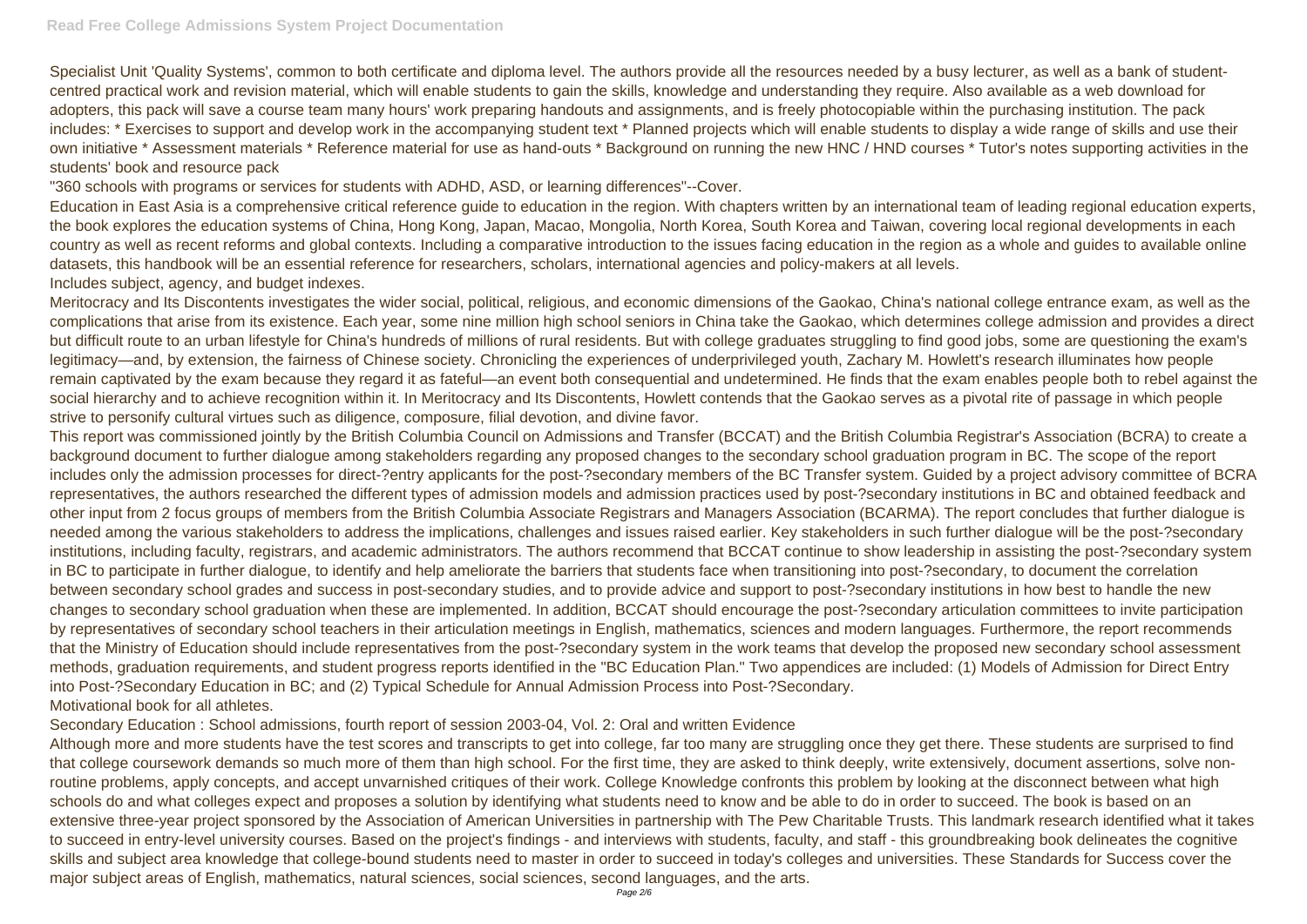Specialist Unit 'Quality Systems', common to both certificate and diploma level. The authors provide all the resources needed by a busy lecturer, as well as a bank of student-centred practical work and revision material, which will enable students to gain the skills, knowledge and understanding they require. Also available as a web download for adopters, this pack will save a course team many hours' work preparing handouts and assignments, and is freely photocopiable within the purchasing institution. The pack includes: * Exercises to support and develop work in the accompanying student text * Planned projects which will enable students to display a wide range of skills and use their own initiative * Assessment materials * Reference material for use as hand-outs * Background on running the new HNC / HND courses * Tutor's notes supporting activities in the students' book and resource pack

"360 schools with programs or services for students with ADHD, ASD, or learning differences"--Cover.

Education in East Asia is a comprehensive critical reference guide to education in the region. With chapters written by an international team of leading regional education experts, the book explores the education systems of China, Hong Kong, Japan, Macao, Mongolia, North Korea, South Korea and Taiwan, covering local regional developments in each country as well as recent reforms and global contexts. Including a comparative introduction to the issues facing education in the region as a whole and guides to available online datasets, this handbook will be an essential reference for researchers, scholars, international agencies and policy-makers at all levels.

Includes subject, agency, and budget indexes.

Meritocracy and Its Discontents investigates the wider social, political, religious, and economic dimensions of the Gaokao, China's national college entrance exam, as well as the complications that arise from its existence. Each year, some nine million high school seniors in China take the Gaokao, which determines college admission and provides a direct but difficult route to an urban lifestyle for China's hundreds of millions of rural residents. But with college graduates struggling to find good jobs, some are questioning the exam's legitimacy—and, by extension, the fairness of Chinese society. Chronicling the experiences of underprivileged youth, Zachary M. Howlett's research illuminates how people remain captivated by the exam because they regard it as fateful—an event both consequential and undetermined. He finds that the exam enables people both to rebel against the social hierarchy and to achieve recognition within it. In Meritocracy and Its Discontents, Howlett contends that the Gaokao serves as a pivotal rite of passage in which people strive to personify cultural virtues such as diligence, composure, filial devotion, and divine favor.

This report was commissioned jointly by the British Columbia Council on Admissions and Transfer (BCCAT) and the British Columbia Registrar's Association (BCRA) to create a background document to further dialogue among stakeholders regarding any proposed changes to the secondary school graduation program in BC. The scope of the report includes only the admission processes for direct-?entry applicants for the post-?secondary members of the BC Transfer system. Guided by a project advisory committee of BCRA representatives, the authors researched the different types of admission models and admission practices used by post-?secondary institutions in BC and obtained feedback and other input from 2 focus groups of members from the British Columbia Associate Registrars and Managers Association (BCARMA). The report concludes that further dialogue is needed among the various stakeholders to address the implications, challenges and issues raised earlier. Key stakeholders in such further dialogue will be the post-?secondary institutions, including faculty, registrars, and academic administrators. The authors recommend that BCCAT continue to show leadership in assisting the post-?secondary system in BC to participate in further dialogue, to identify and help ameliorate the barriers that students face when transitioning into post-?secondary, to document the correlation between secondary school grades and success in post-secondary studies, and to provide advice and support to post-?secondary institutions in how best to handle the new changes to secondary school graduation when these are implemented. In addition, BCCAT should encourage the post-?secondary articulation committees to invite participation by representatives of secondary school teachers in their articulation meetings in English, mathematics, sciences and modern languages. Furthermore, the report recommends that the Ministry of Education should include representatives from the post-?secondary system in the work teams that develop the proposed new secondary school assessment methods, graduation requirements, and student progress reports identified in the "BC Education Plan." Two appendices are included: (1) Models of Admission for Direct Entry into Post-?Secondary Education in BC; and (2) Typical Schedule for Annual Admission Process into Post-?Secondary.

Motivational book for all athletes.

Secondary Education : School admissions, fourth report of session 2003-04, Vol. 2: Oral and written Evidence

Although more and more students have the test scores and transcripts to get into college, far too many are struggling once they get there. These students are surprised to find that college coursework demands so much more of them than high school. For the first time, they are asked to think deeply, write extensively, document assertions, solve non-routine problems, apply concepts, and accept unvarnished critiques of their work. College Knowledge confronts this problem by looking at the disconnect between what high schools do and what colleges expect and proposes a solution by identifying what students need to know and be able to do in order to succeed. The book is based on an extensive three-year project sponsored by the Association of American Universities in partnership with The Pew Charitable Trusts. This landmark research identified what it takes to succeed in entry-level university courses. Based on the project's findings - and interviews with students, faculty, and staff - this groundbreaking book delineates the cognitive skills and subject area knowledge that college-bound students need to master in order to succeed in today's colleges and universities. These Standards for Success cover the major subject areas of English, mathematics, natural sciences, social sciences, second languages, and the arts.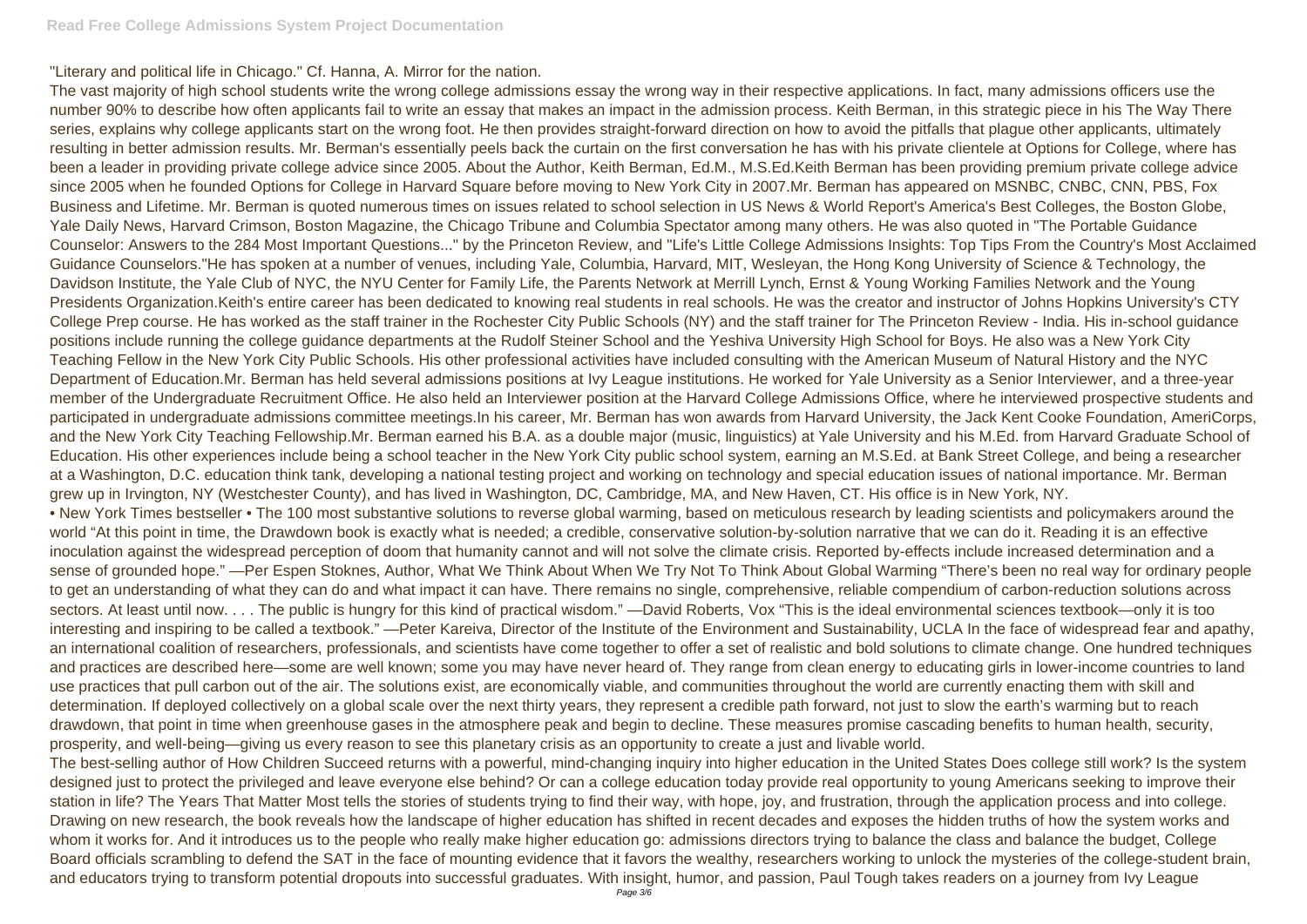"Literary and political life in Chicago." Cf. Hanna, A. Mirror for the nation.

The vast majority of high school students write the wrong college admissions essay the wrong way in their respective applications. In fact, many admissions officers use the number 90% to describe how often applicants fail to write an essay that makes an impact in the admission process. Keith Berman, in this strategic piece in his The Way There series, explains why college applicants start on the wrong foot. He then provides straight-forward direction on how to avoid the pitfalls that plague other applicants, ultimately resulting in better admission results. Mr. Berman's essentially peels back the curtain on the first conversation he has with his private clientele at Options for College, where has been a leader in providing private college advice since 2005. About the Author, Keith Berman, Ed.M., M.S.Ed.Keith Berman has been providing premium private college advice since 2005 when he founded Options for College in Harvard Square before moving to New York City in 2007.Mr. Berman has appeared on MSNBC, CNBC, CNN, PBS, Fox Business and Lifetime. Mr. Berman is quoted numerous times on issues related to school selection in US News & World Report's America's Best Colleges, the Boston Globe, Yale Daily News, Harvard Crimson, Boston Magazine, the Chicago Tribune and Columbia Spectator among many others. He was also quoted in "The Portable Guidance Counselor: Answers to the 284 Most Important Questions..." by the Princeton Review, and "Life's Little College Admissions Insights: Top Tips From the Country's Most Acclaimed Guidance Counselors."He has spoken at a number of venues, including Yale, Columbia, Harvard, MIT, Wesleyan, the Hong Kong University of Science & Technology, the Davidson Institute, the Yale Club of NYC, the NYU Center for Family Life, the Parents Network at Merrill Lynch, Ernst & Young Working Families Network and the Young Presidents Organization.Keith's entire career has been dedicated to knowing real students in real schools. He was the creator and instructor of Johns Hopkins University's CTY College Prep course. He has worked as the staff trainer in the Rochester City Public Schools (NY) and the staff trainer for The Princeton Review - India. His in-school guidance positions include running the college guidance departments at the Rudolf Steiner School and the Yeshiva University High School for Boys. He also was a New York City Teaching Fellow in the New York City Public Schools. His other professional activities have included consulting with the American Museum of Natural History and the NYC Department of Education.Mr. Berman has held several admissions positions at Ivy League institutions. He worked for Yale University as a Senior Interviewer, and a three-year member of the Undergraduate Recruitment Office. He also held an Interviewer position at the Harvard College Admissions Office, where he interviewed prospective students and participated in undergraduate admissions committee meetings.In his career, Mr. Berman has won awards from Harvard University, the Jack Kent Cooke Foundation, AmeriCorps, and the New York City Teaching Fellowship.Mr. Berman earned his B.A. as a double major (music, linguistics) at Yale University and his M.Ed. from Harvard Graduate School of Education. His other experiences include being a school teacher in the New York City public school system, earning an M.S.Ed. at Bank Street College, and being a researcher at a Washington, D.C. education think tank, developing a national testing project and working on technology and special education issues of national importance. Mr. Berman grew up in Irvington, NY (Westchester County), and has lived in Washington, DC, Cambridge, MA, and New Haven, CT. His office is in New York, NY.

• New York Times bestseller • The 100 most substantive solutions to reverse global warming, based on meticulous research by leading scientists and policymakers around the world "At this point in time, the Drawdown book is exactly what is needed; a credible, conservative solution-by-solution narrative that we can do it. Reading it is an effective inoculation against the widespread perception of doom that humanity cannot and will not solve the climate crisis. Reported by-effects include increased determination and a sense of grounded hope." —Per Espen Stoknes, Author, What We Think About When We Try Not To Think About Global Warming "There's been no real way for ordinary people to get an understanding of what they can do and what impact it can have. There remains no single, comprehensive, reliable compendium of carbon-reduction solutions across sectors. At least until now. . . . The public is hungry for this kind of practical wisdom." —David Roberts, Vox "This is the ideal environmental sciences textbook—only it is too interesting and inspiring to be called a textbook." —Peter Kareiva, Director of the Institute of the Environment and Sustainability, UCLA In the face of widespread fear and apathy, an international coalition of researchers, professionals, and scientists have come together to offer a set of realistic and bold solutions to climate change. One hundred techniques and practices are described here—some are well known; some you may have never heard of. They range from clean energy to educating girls in lower-income countries to land use practices that pull carbon out of the air. The solutions exist, are economically viable, and communities throughout the world are currently enacting them with skill and determination. If deployed collectively on a global scale over the next thirty years, they represent a credible path forward, not just to slow the earth's warming but to reach drawdown, that point in time when greenhouse gases in the atmosphere peak and begin to decline. These measures promise cascading benefits to human health, security, prosperity, and well-being—giving us every reason to see this planetary crisis as an opportunity to create a just and livable world.

The best-selling author of How Children Succeed returns with a powerful, mind-changing inquiry into higher education in the United States Does college still work? Is the system designed just to protect the privileged and leave everyone else behind? Or can a college education today provide real opportunity to young Americans seeking to improve their station in life? The Years That Matter Most tells the stories of students trying to find their way, with hope, joy, and frustration, through the application process and into college. Drawing on new research, the book reveals how the landscape of higher education has shifted in recent decades and exposes the hidden truths of how the system works and whom it works for. And it introduces us to the people who really make higher education go: admissions directors trying to balance the class and balance the budget, College Board officials scrambling to defend the SAT in the face of mounting evidence that it favors the wealthy, researchers working to unlock the mysteries of the college-student brain, and educators trying to transform potential dropouts into successful graduates. With insight, humor, and passion, Paul Tough takes readers on a journey from Ivy League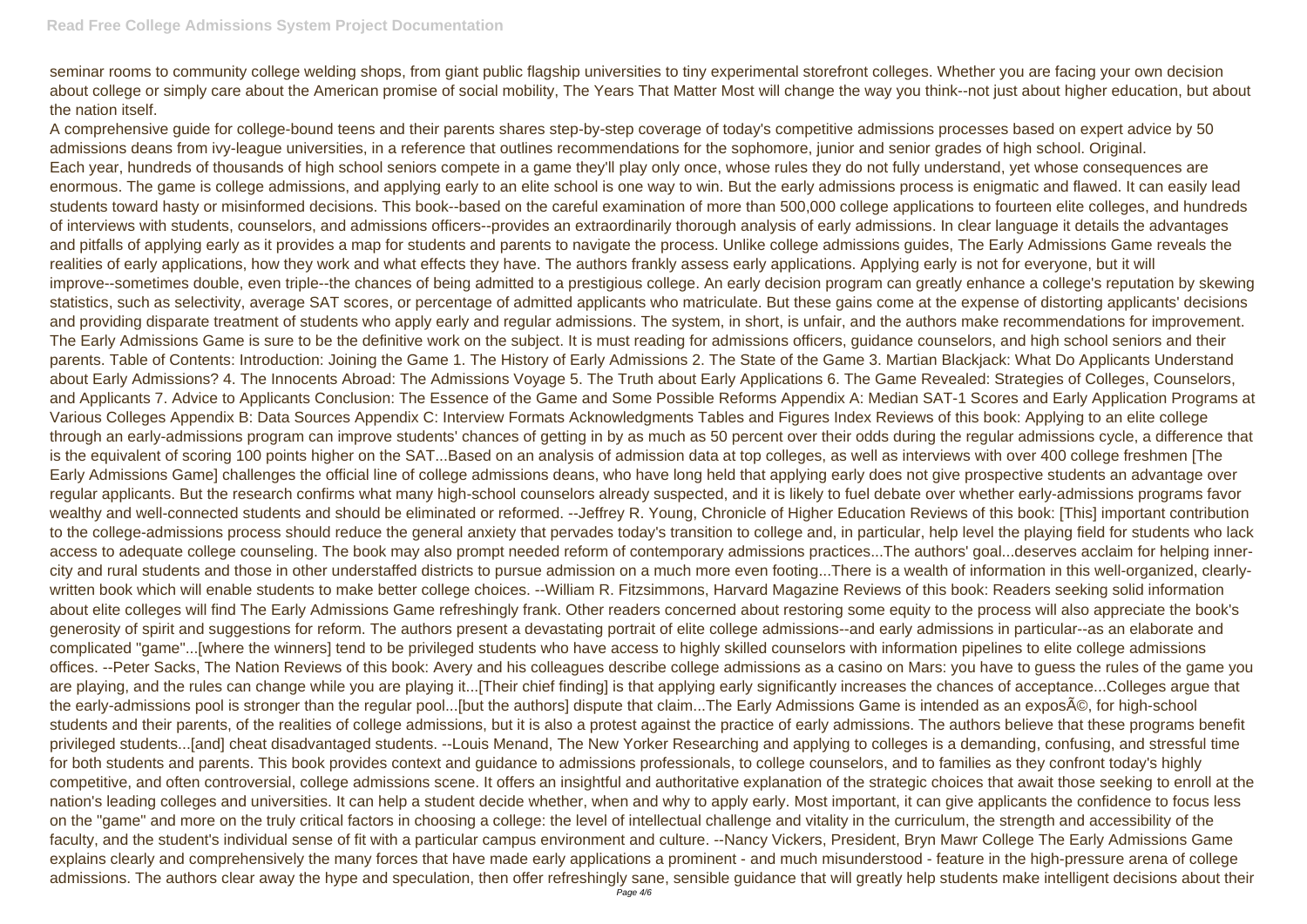seminar rooms to community college welding shops, from giant public flagship universities to tiny experimental storefront colleges. Whether you are facing your own decision about college or simply care about the American promise of social mobility, The Years That Matter Most will change the way you think--not just about higher education, but about the nation itself.

A comprehensive guide for college-bound teens and their parents shares step-by-step coverage of today's competitive admissions processes based on expert advice by 50 admissions deans from ivy-league universities, in a reference that outlines recommendations for the sophomore, junior and senior grades of high school. Original.

Each year, hundreds of thousands of high school seniors compete in a game they'll play only once, whose rules they do not fully understand, yet whose consequences are enormous. The game is college admissions, and applying early to an elite school is one way to win. But the early admissions process is enigmatic and flawed. It can easily lead students toward hasty or misinformed decisions. This book--based on the careful examination of more than 500,000 college applications to fourteen elite colleges, and hundreds of interviews with students, counselors, and admissions officers--provides an extraordinarily thorough analysis of early admissions. In clear language it details the advantages and pitfalls of applying early as it provides a map for students and parents to navigate the process. Unlike college admissions guides, The Early Admissions Game reveals the realities of early applications, how they work and what effects they have. The authors frankly assess early applications. Applying early is not for everyone, but it will improve--sometimes double, even triple--the chances of being admitted to a prestigious college. An early decision program can greatly enhance a college's reputation by skewing statistics, such as selectivity, average SAT scores, or percentage of admitted applicants who matriculate. But these gains come at the expense of distorting applicants' decisions and providing disparate treatment of students who apply early and regular admissions. The system, in short, is unfair, and the authors make recommendations for improvement. The Early Admissions Game is sure to be the definitive work on the subject. It is must reading for admissions officers, guidance counselors, and high school seniors and their parents. Table of Contents: Introduction: Joining the Game 1. The History of Early Admissions 2. The State of the Game 3. Martian Blackjack: What Do Applicants Understand about Early Admissions? 4. The Innocents Abroad: The Admissions Voyage 5. The Truth about Early Applications 6. The Game Revealed: Strategies of Colleges, Counselors, and Applicants 7. Advice to Applicants Conclusion: The Essence of the Game and Some Possible Reforms Appendix A: Median SAT-1 Scores and Early Application Programs at Various Colleges Appendix B: Data Sources Appendix C: Interview Formats Acknowledgments Tables and Figures Index Reviews of this book: Applying to an elite college through an early-admissions program can improve students' chances of getting in by as much as 50 percent over their odds during the regular admissions cycle, a difference that is the equivalent of scoring 100 points higher on the SAT...Based on an analysis of admission data at top colleges, as well as interviews with over 400 college freshmen [The Early Admissions Game] challenges the official line of college admissions deans, who have long held that applying early does not give prospective students an advantage over regular applicants. But the research confirms what many high-school counselors already suspected, and it is likely to fuel debate over whether early-admissions programs favor wealthy and well-connected students and should be eliminated or reformed. --Jeffrey R. Young, Chronicle of Higher Education Reviews of this book: [This] important contribution to the college-admissions process should reduce the general anxiety that pervades today's transition to college and, in particular, help level the playing field for students who lack access to adequate college counseling. The book may also prompt needed reform of contemporary admissions practices...The authors' goal...deserves acclaim for helping inner-city and rural students and those in other understaffed districts to pursue admission on a much more even footing...There is a wealth of information in this well-organized, clearly-written book which will enable students to make better college choices. --William R. Fitzsimmons, Harvard Magazine Reviews of this book: Readers seeking solid information about elite colleges will find The Early Admissions Game refreshingly frank. Other readers concerned about restoring some equity to the process will also appreciate the book's generosity of spirit and suggestions for reform. The authors present a devastating portrait of elite college admissions--and early admissions in particular--as an elaborate and complicated "game"...[where the winners] tend to be privileged students who have access to highly skilled counselors with information pipelines to elite college admissions offices. --Peter Sacks, The Nation Reviews of this book: Avery and his colleagues describe college admissions as a casino on Mars: you have to guess the rules of the game you are playing, and the rules can change while you are playing it...[Their chief finding] is that applying early significantly increases the chances of acceptance...Colleges argue that the early-admissions pool is stronger than the regular pool...[but the authors] dispute that claim...The Early Admissions Game is intended as an exposÃ©, for high-school students and their parents, of the realities of college admissions, but it is also a protest against the practice of early admissions. The authors believe that these programs benefit privileged students...[and] cheat disadvantaged students. --Louis Menand, The New Yorker Researching and applying to colleges is a demanding, confusing, and stressful time for both students and parents. This book provides context and guidance to admissions professionals, to college counselors, and to families as they confront today's highly competitive, and often controversial, college admissions scene. It offers an insightful and authoritative explanation of the strategic choices that await those seeking to enroll at the nation's leading colleges and universities. It can help a student decide whether, when and why to apply early. Most important, it can give applicants the confidence to focus less on the "game" and more on the truly critical factors in choosing a college: the level of intellectual challenge and vitality in the curriculum, the strength and accessibility of the faculty, and the student's individual sense of fit with a particular campus environment and culture. --Nancy Vickers, President, Bryn Mawr College The Early Admissions Game explains clearly and comprehensively the many forces that have made early applications a prominent - and much misunderstood - feature in the high-pressure arena of college admissions. The authors clear away the hype and speculation, then offer refreshingly sane, sensible guidance that will greatly help students make intelligent decisions about their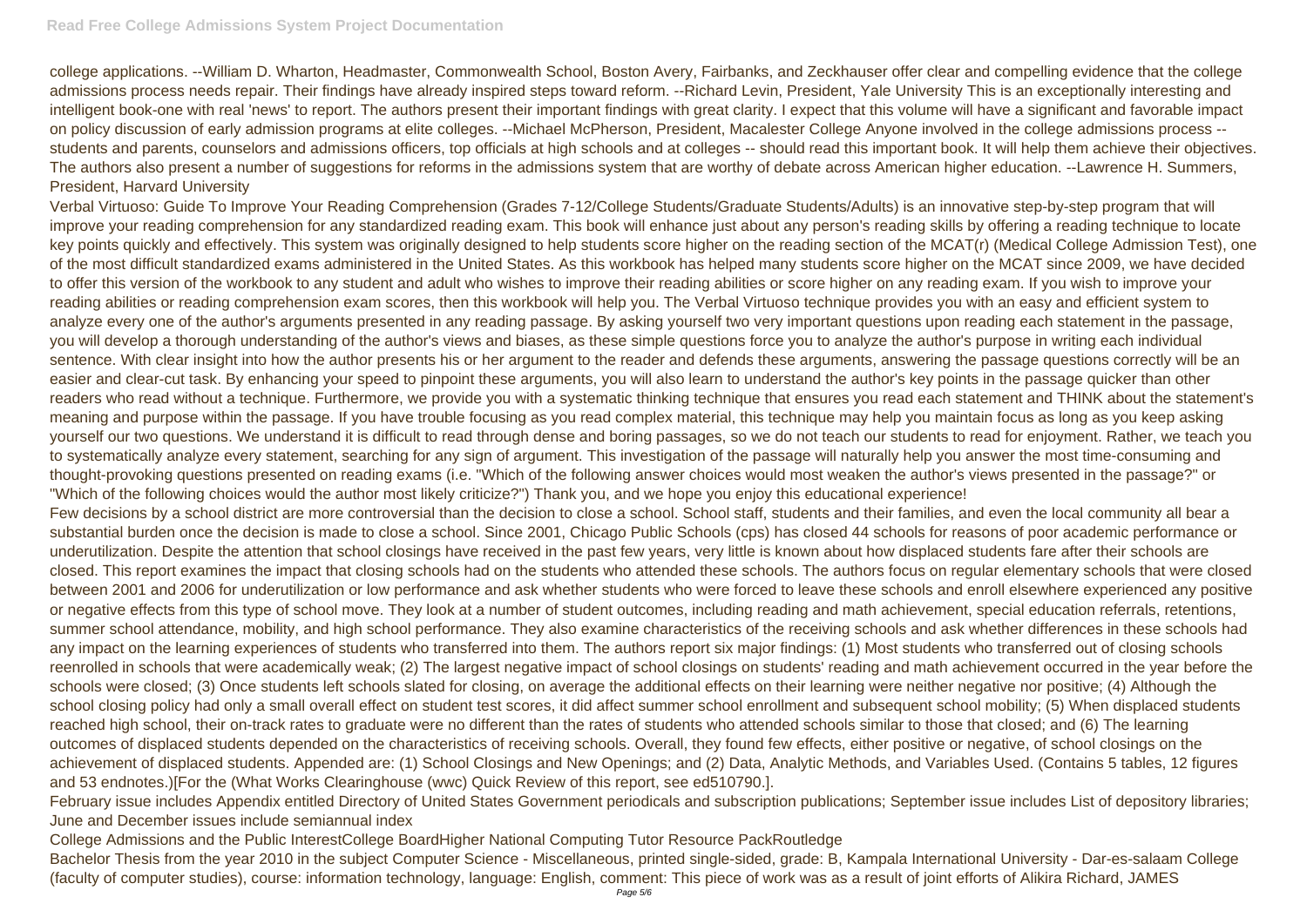college applications. --William D. Wharton, Headmaster, Commonwealth School, Boston Avery, Fairbanks, and Zeckhauser offer clear and compelling evidence that the college admissions process needs repair. Their findings have already inspired steps toward reform. --Richard Levin, President, Yale University This is an exceptionally interesting and intelligent book-one with real 'news' to report. The authors present their important findings with great clarity. I expect that this volume will have a significant and favorable impact on policy discussion of early admission programs at elite colleges. --Michael McPherson, President, Macalester College Anyone involved in the college admissions process -- students and parents, counselors and admissions officers, top officials at high schools and at colleges -- should read this important book. It will help them achieve their objectives. The authors also present a number of suggestions for reforms in the admissions system that are worthy of debate across American higher education. --Lawrence H. Summers, President, Harvard University

Verbal Virtuoso: Guide To Improve Your Reading Comprehension (Grades 7-12/College Students/Graduate Students/Adults) is an innovative step-by-step program that will improve your reading comprehension for any standardized reading exam. This book will enhance just about any person's reading skills by offering a reading technique to locate key points quickly and effectively. This system was originally designed to help students score higher on the reading section of the MCAT(r) (Medical College Admission Test), one of the most difficult standardized exams administered in the United States. As this workbook has helped many students score higher on the MCAT since 2009, we have decided to offer this version of the workbook to any student and adult who wishes to improve their reading abilities or score higher on any reading exam. If you wish to improve your reading abilities or reading comprehension exam scores, then this workbook will help you. The Verbal Virtuoso technique provides you with an easy and efficient system to analyze every one of the author's arguments presented in any reading passage. By asking yourself two very important questions upon reading each statement in the passage, you will develop a thorough understanding of the author's views and biases, as these simple questions force you to analyze the author's purpose in writing each individual sentence. With clear insight into how the author presents his or her argument to the reader and defends these arguments, answering the passage questions correctly will be an easier and clear-cut task. By enhancing your speed to pinpoint these arguments, you will also learn to understand the author's key points in the passage quicker than other readers who read without a technique. Furthermore, we provide you with a systematic thinking technique that ensures you read each statement and THINK about the statement's meaning and purpose within the passage. If you have trouble focusing as you read complex material, this technique may help you maintain focus as long as you keep asking yourself our two questions. We understand it is difficult to read through dense and boring passages, so we do not teach our students to read for enjoyment. Rather, we teach you to systematically analyze every statement, searching for any sign of argument. This investigation of the passage will naturally help you answer the most time-consuming and thought-provoking questions presented on reading exams (i.e. "Which of the following answer choices would most weaken the author's views presented in the passage?" or "Which of the following choices would the author most likely criticize?") Thank you, and we hope you enjoy this educational experience!

Few decisions by a school district are more controversial than the decision to close a school. School staff, students and their families, and even the local community all bear a substantial burden once the decision is made to close a school. Since 2001, Chicago Public Schools (cps) has closed 44 schools for reasons of poor academic performance or underutilization. Despite the attention that school closings have received in the past few years, very little is known about how displaced students fare after their schools are closed. This report examines the impact that closing schools had on the students who attended these schools. The authors focus on regular elementary schools that were closed between 2001 and 2006 for underutilization or low performance and ask whether students who were forced to leave these schools and enroll elsewhere experienced any positive or negative effects from this type of school move. They look at a number of student outcomes, including reading and math achievement, special education referrals, retentions, summer school attendance, mobility, and high school performance. They also examine characteristics of the receiving schools and ask whether differences in these schools had any impact on the learning experiences of students who transferred into them. The authors report six major findings: (1) Most students who transferred out of closing schools reenrolled in schools that were academically weak; (2) The largest negative impact of school closings on students' reading and math achievement occurred in the year before the schools were closed; (3) Once students left schools slated for closing, on average the additional effects on their learning were neither negative nor positive; (4) Although the school closing policy had only a small overall effect on student test scores, it did affect summer school enrollment and subsequent school mobility; (5) When displaced students reached high school, their on-track rates to graduate were no different than the rates of students who attended schools similar to those that closed; and (6) The learning outcomes of displaced students depended on the characteristics of receiving schools. Overall, they found few effects, either positive or negative, of school closings on the achievement of displaced students. Appended are: (1) School Closings and New Openings; and (2) Data, Analytic Methods, and Variables Used. (Contains 5 tables, 12 figures and 53 endnotes.)[For the (What Works Clearinghouse (wwc) Quick Review of this report, see ed510790.].

February issue includes Appendix entitled Directory of United States Government periodicals and subscription publications; September issue includes List of depository libraries; June and December issues include semiannual index

College Admissions and the Public InterestCollege BoardHigher National Computing Tutor Resource PackRoutledge

Bachelor Thesis from the year 2010 in the subject Computer Science - Miscellaneous, printed single-sided, grade: B, Kampala International University - Dar-es-salaam College (faculty of computer studies), course: information technology, language: English, comment: This piece of work was as a result of joint efforts of Alikira Richard, JAMES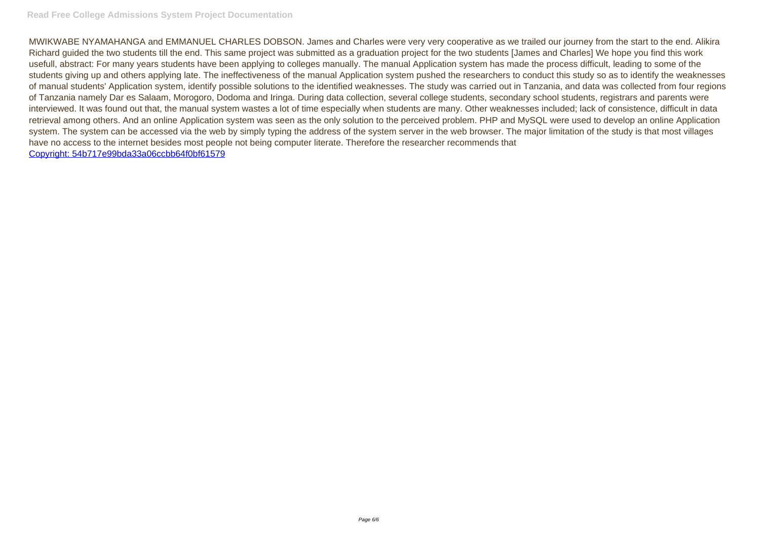MWIKWABE NYAMAHANGA and EMMANUEL CHARLES DOBSON. James and Charles were very very cooperative as we trailed our journey from the start to the end. Alikira Richard guided the two students till the end. This same project was submitted as a graduation project for the two students [James and Charles] We hope you find this work usefull, abstract: For many years students have been applying to colleges manually. The manual Application system has made the process difficult, leading to some of the students giving up and others applying late. The ineffectiveness of the manual Application system pushed the researchers to conduct this study so as to identify the weaknesses of manual students' Application system, identify possible solutions to the identified weaknesses. The study was carried out in Tanzania, and data was collected from four regions of Tanzania namely Dar es Salaam, Morogoro, Dodoma and Iringa. During data collection, several college students, secondary school students, registrars and parents were interviewed. It was found out that, the manual system wastes a lot of time especially when students are many. Other weaknesses included; lack of consistence, difficult in data retrieval among others. And an online Application system was seen as the only solution to the perceived problem. PHP and MySQL were used to develop an online Application system. The system can be accessed via the web by simply typing the address of the system server in the web browser. The major limitation of the study is that most villages have no access to the internet besides most people not being computer literate. Therefore the researcher recommends that

Copyright: 54b717e99bda33a06ccbb64f0bf61579